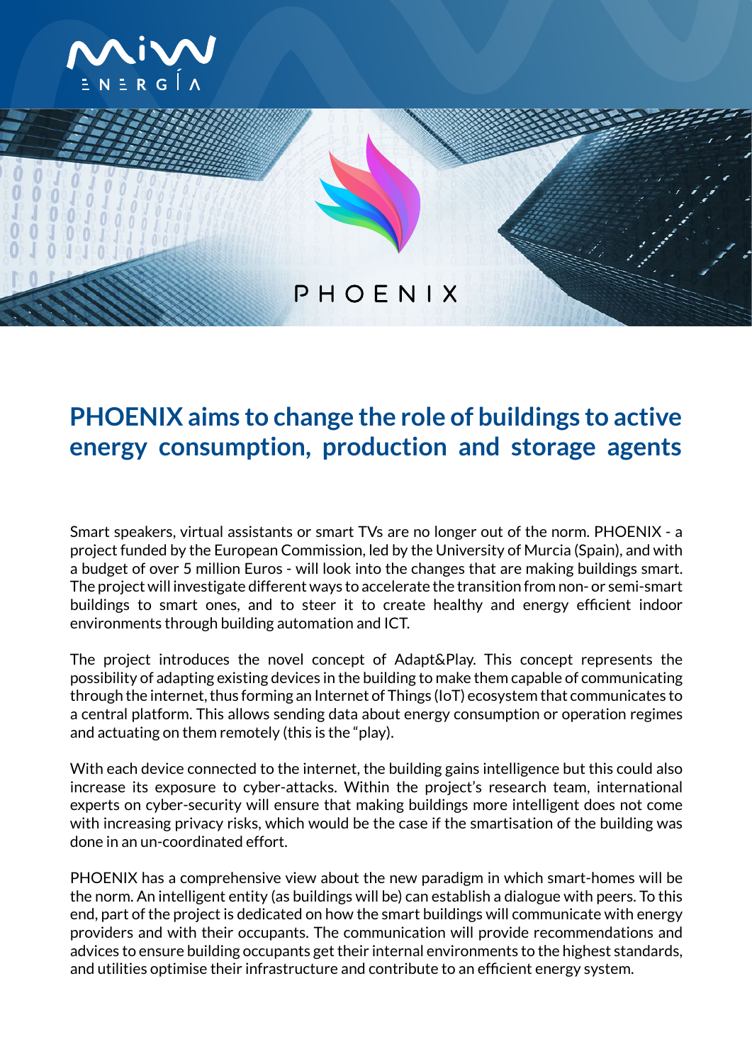# PHOENIX aims to change the role of buildings to active energy consumption, production and storage agents

Smart speakers, virtual assistants or smart TVs are no longer out of the norm. PHOENIX - a project funded by the European Commission, led by the University of Murcia (Spain), and with a budget of over 5 million Euros - will look into the changes that are making buildings smart. The project will investigate different ways to accelerate the transition from non- or semi-smart buildings to smart ones, and to steer it to create healthy and energy efficient indoor environments through building automation and ICT.

The project introduces the novel concept of Adapt&Play. This concept represents the possibility of adapting existing devices in the building to make them capable of communicating through the internet, thus forming an Internet of Things (IoT) ecosystem that communicates to a central platform. This allows sending data about energy consumption or operation regimes and actuating on them remotely (this is the "play).

With each device connected to the internet, the building gains intelligence but this could also increase its exposure to cyber-attacks. Within the project's research team, international experts on cyber-security will ensure that making buildings more intelligent does not come with increasing privacy risks, which would be the case if the smartisation of the building was done in an un-coordinated effort.

PHOENIX has a comprehensive view about the new paradigm in which smart-homes will be the norm. An intelligent entity (as buildings will be) can establish a dialogue with peers. To this end, part of the project is dedicated on how the smart buildings will communicate with energy providers and with their occupants. The communication will provide recommendations and advices to ensure building occupants get their internal environments to the highest standards, and utilities optimise their infrastructure and contribute to an efficient energy system.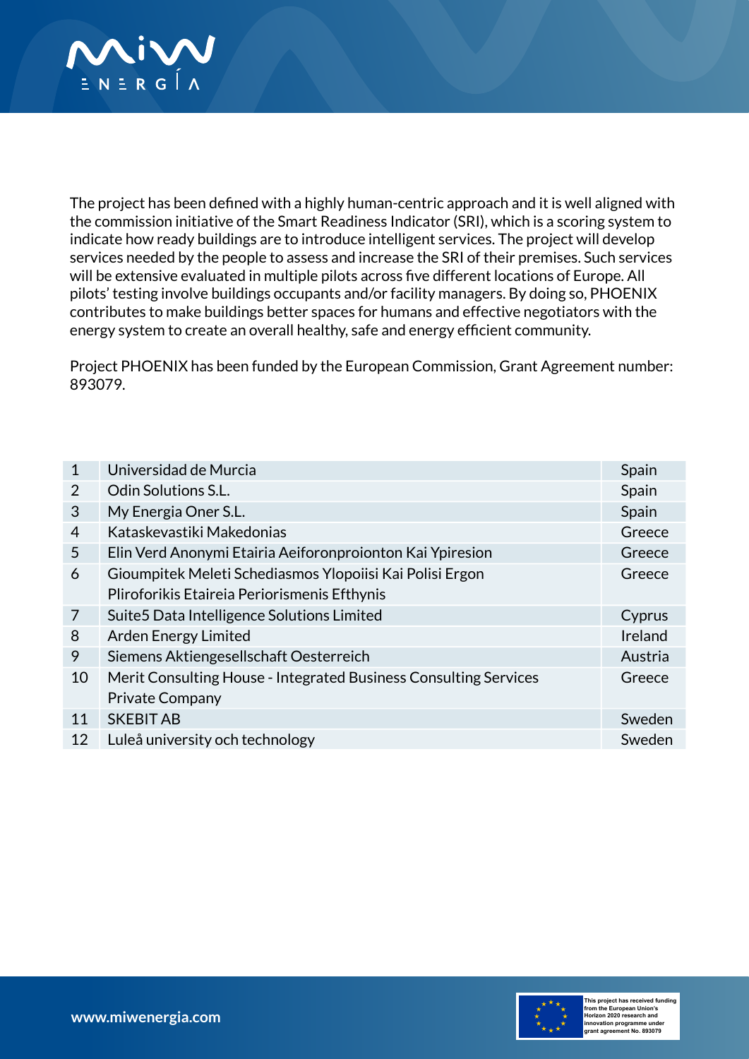The project has been defined with a highly human-centric approach and it is well aligned with the commission initiative of the Smart Readiness Indicator (SRI), which is a scoring system to indicate how ready buildings are to introduce intelligent services. The project will develop services needed by the people to assess and increase the SRI of their premises. Such services will be extensive evaluated in multiple pilots across five different locations of Europe. All pilots' testing involve buildings occupants and/or facility managers. By doing so, PHOENIX contributes to make buildings better spaces for humans and effective negotiators with the energy system to create an overall healthy, safe and energy efficient community.

Project PHOENIX has been funded by the European Commission, Grant Agreement number: 893079.

| | | |
|---|---|---|
| 1 | Universidad de Murcia | Spain |
| 2 | Odin Solutions S.L. | Spain |
| 3 | My Energia Oner S.L. | Spain |
| 4 | Kataskevastiki Makedonias | Greece |
| 5 | Elin Verd Anonymi Etairia Aeiforonproionton Kai Ypiresion | Greece |
| 6 | Gioumpitek Meleti Schediasmos Ylopoiisi Kai Polisi Ergon Pliroforikis Etaireia Periorismenis Efthynis | Greece |
| 7 | Suite5 Data Intelligence Solutions Limited | Cyprus |
| 8 | Arden Energy Limited | Ireland |
| 9 | Siemens Aktiengesellschaft Oesterreich | Austria |
| 10 | Merit Consulting House - Integrated Business Consulting Services Private Company | Greece |
| 11 | SKEBIT AB | Sweden |
| 12 | Luleå university och technology | Sweden |

www.miwenergia.com

This project has received funding from the European Union's Horizon 2020 research and innovation programme under grant agreement No. 893079